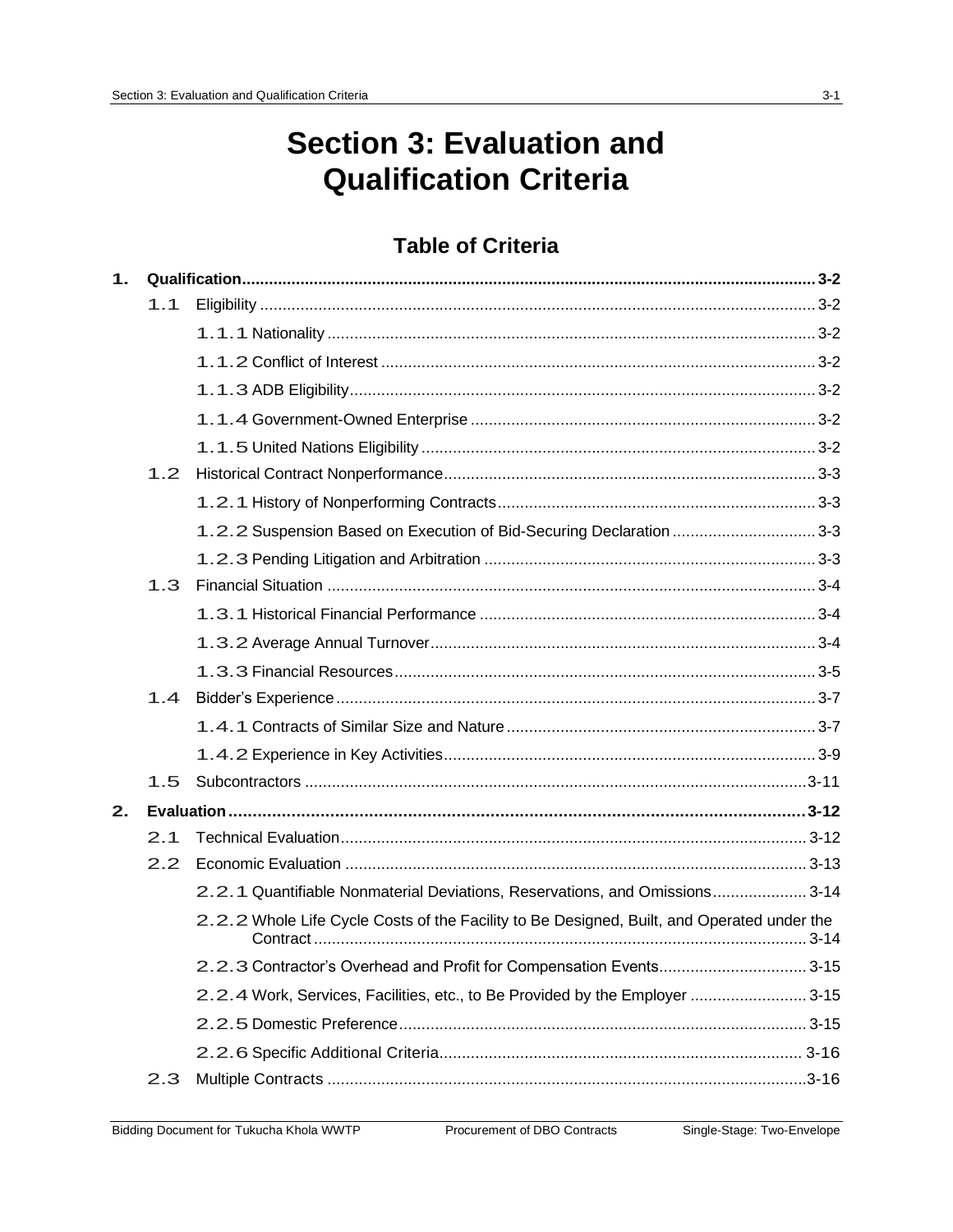# Section 3: Evaluation and Qualification Criteria

## Table of Criteria

**1. Qualification ............ 3-2**

- 1.1 Eligibility ............ 3-2
  - 1.1.1 Nationality ............ 3-2
  - 1.1.2 Conflict of Interest ............ 3-2
  - 1.1.3 ADB Eligibility ............ 3-2
  - 1.1.4 Government-Owned Enterprise ............ 3-2
  - 1.1.5 United Nations Eligibility ............ 3-2
- 1.2 Historical Contract Nonperformance ............ 3-3
  - 1.2.1 History of Nonperforming Contracts ............ 3-3
  - 1.2.2 Suspension Based on Execution of Bid-Securing Declaration ............ 3-3
  - 1.2.3 Pending Litigation and Arbitration ............ 3-3
- 1.3 Financial Situation ............ 3-4
  - 1.3.1 Historical Financial Performance ............ 3-4
  - 1.3.2 Average Annual Turnover ............ 3-4
  - 1.3.3 Financial Resources ............ 3-5
- 1.4 Bidder's Experience ............ 3-7
  - 1.4.1 Contracts of Similar Size and Nature ............ 3-7
  - 1.4.2 Experience in Key Activities ............ 3-9
- 1.5 Subcontractors ............ 3-11

**2. Evaluation ............ 3-12**

- 2.1 Technical Evaluation ............ 3-12
- 2.2 Economic Evaluation ............ 3-13
  - 2.2.1 Quantifiable Nonmaterial Deviations, Reservations, and Omissions ............ 3-14
  - 2.2.2 Whole Life Cycle Costs of the Facility to Be Designed, Built, and Operated under the Contract ............ 3-14
  - 2.2.3 Contractor's Overhead and Profit for Compensation Events ............ 3-15
  - 2.2.4 Work, Services, Facilities, etc., to Be Provided by the Employer ............ 3-15
  - 2.2.5 Domestic Preference ............ 3-15
  - 2.2.6 Specific Additional Criteria ............ 3-16
- 2.3 Multiple Contracts ............ 3-16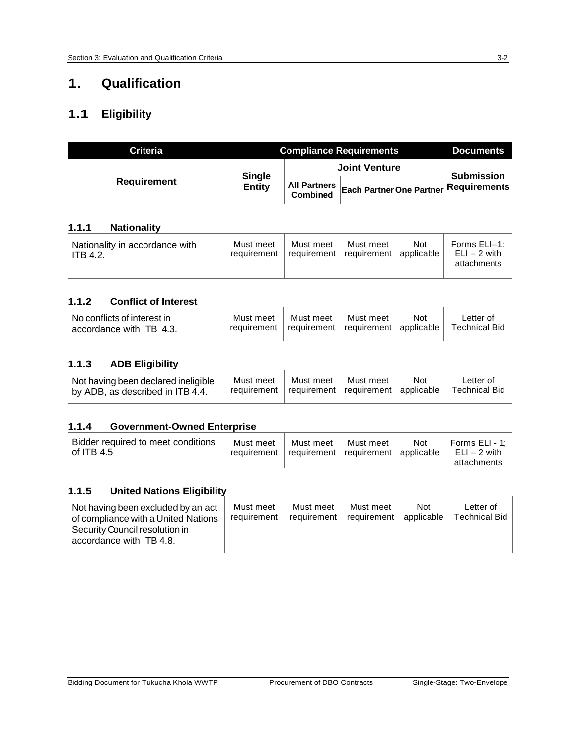# 1. Qualification

## 1.1 Eligibility

| Criteria | Compliance Requirements | | | | Documents |
|---|---|---|---|---|---|
| Requirement | Single Entity | Joint Venture | | | Submission Requirements |
| | | All Partners Combined | Each Partner | One Partner | |

### 1.1.1 Nationality

| | | | | | |
|---|---|---|---|---|---|
| Nationality in accordance with ITB 4.2. | Must meet requirement | Must meet requirement | Must meet requirement | Not applicable | Forms ELI–1; ELI – 2 with attachments |

### 1.1.2 Conflict of Interest

| | | | | | |
|---|---|---|---|---|---|
| No conflicts of interest in accordance with ITB 4.3. | Must meet requirement | Must meet requirement | Must meet requirement | Not applicable | Letter of Technical Bid |

### 1.1.3 ADB Eligibility

| | | | | | |
|---|---|---|---|---|---|
| Not having been declared ineligible by ADB, as described in ITB 4.4. | Must meet requirement | Must meet requirement | Must meet requirement | Not applicable | Letter of Technical Bid |

### 1.1.4 Government-Owned Enterprise

| | | | | | |
|---|---|---|---|---|---|
| Bidder required to meet conditions of ITB 4.5 | Must meet requirement | Must meet requirement | Must meet requirement | Not applicable | Forms ELI - 1; ELI – 2 with attachments |

### 1.1.5 United Nations Eligibility

| | | | | | |
|---|---|---|---|---|---|
| Not having been excluded by an act of compliance with a United Nations Security Council resolution in accordance with ITB 4.8. | Must meet requirement | Must meet requirement | Must meet requirement | Not applicable | Letter of Technical Bid |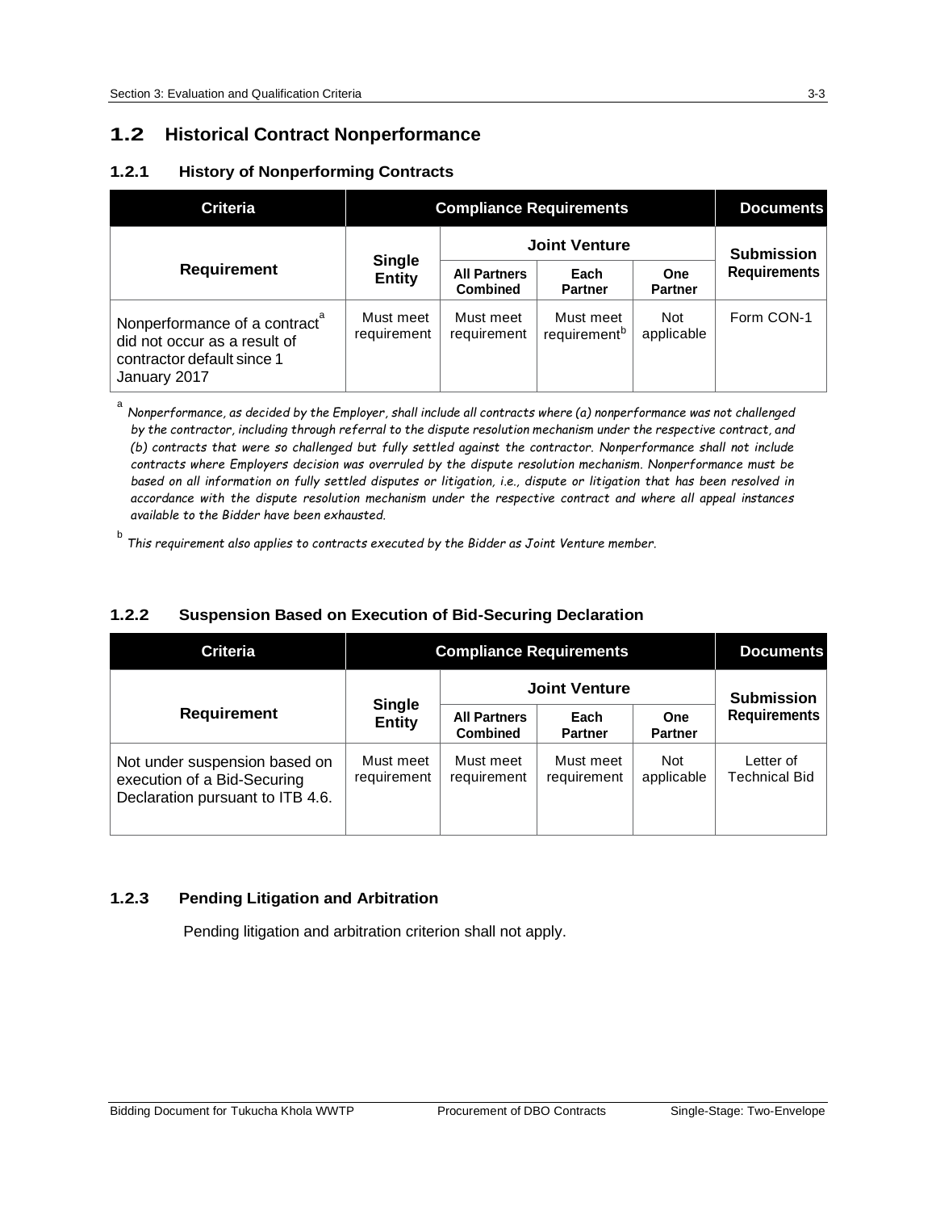## 1.2 Historical Contract Nonperformance

### 1.2.1 History of Nonperforming Contracts

| Criteria | Compliance Requirements | | | | Documents |
|---|---|---|---|---|---|
| Requirement | Single Entity | Joint Venture | | | Submission Requirements |
| | | All Partners Combined | Each Partner | One Partner | |
| Nonperformance of a contract[a] did not occur as a result of contractor default since 1 January 2017 | Must meet requirement | Must meet requirement | Must meet requirement[b] | Not applicable | Form CON-1 |

[a] *Nonperformance, as decided by the Employer, shall include all contracts where (a) nonperformance was not challenged by the contractor, including through referral to the dispute resolution mechanism under the respective contract, and (b) contracts that were so challenged but fully settled against the contractor. Nonperformance shall not include contracts where Employers decision was overruled by the dispute resolution mechanism. Nonperformance must be based on all information on fully settled disputes or litigation, i.e., dispute or litigation that has been resolved in accordance with the dispute resolution mechanism under the respective contract and where all appeal instances available to the Bidder have been exhausted.*

[b] *This requirement also applies to contracts executed by the Bidder as Joint Venture member.*

### 1.2.2 Suspension Based on Execution of Bid-Securing Declaration

| Criteria | Compliance Requirements | | | | Documents |
|---|---|---|---|---|---|
| Requirement | Single Entity | Joint Venture | | | Submission Requirements |
| | | All Partners Combined | Each Partner | One Partner | |
| Not under suspension based on execution of a Bid-Securing Declaration pursuant to ITB 4.6. | Must meet requirement | Must meet requirement | Must meet requirement | Not applicable | Letter of Technical Bid |

### 1.2.3 Pending Litigation and Arbitration

Pending litigation and arbitration criterion shall not apply.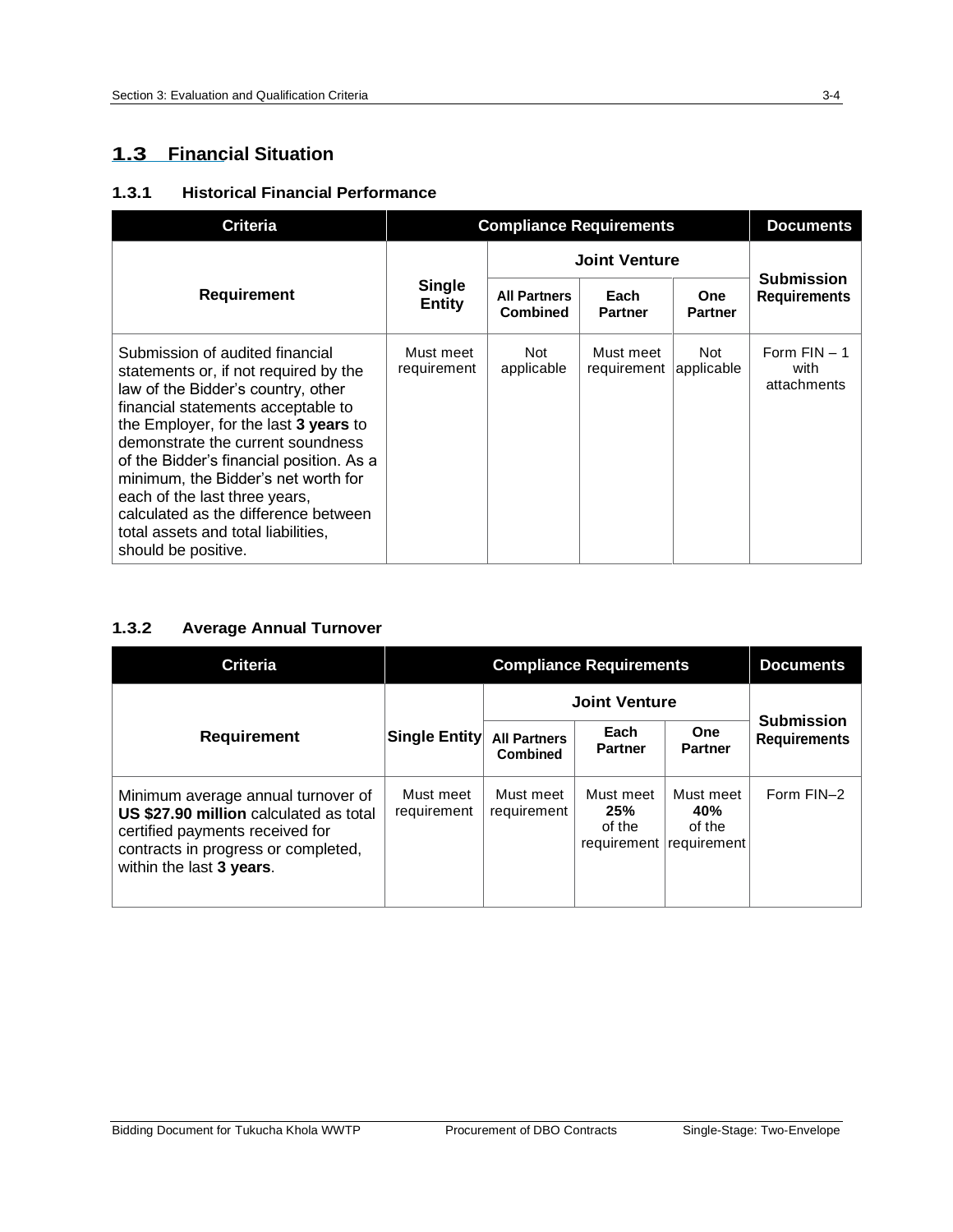## 1.3 Financial Situation

### 1.3.1 Historical Financial Performance

| Criteria | Compliance Requirements | | | | Documents |
|---|---|---|---|---|---|
| Requirement | Single Entity | Joint Venture | | | Submission Requirements |
| | | All Partners Combined | Each Partner | One Partner | |
| Submission of audited financial statements or, if not required by the law of the Bidder's country, other financial statements acceptable to the Employer, for the last **3 years** to demonstrate the current soundness of the Bidder's financial position. As a minimum, the Bidder's net worth for each of the last three years, calculated as the difference between total assets and total liabilities, should be positive. | Must meet requirement | Not applicable | Must meet requirement | Not applicable | Form FIN – 1 with attachments |

### 1.3.2 Average Annual Turnover

| Criteria | Compliance Requirements | | | | Documents |
|---|---|---|---|---|---|
| Requirement | Single Entity | Joint Venture | | | Submission Requirements |
| | | All Partners Combined | Each Partner | One Partner | |
| Minimum average annual turnover of **US $27.90 million** calculated as total certified payments received for contracts in progress or completed, within the last **3 years**. | Must meet requirement | Must meet requirement | Must meet **25%** of the requirement | Must meet **40%** of the requirement | Form FIN–2 |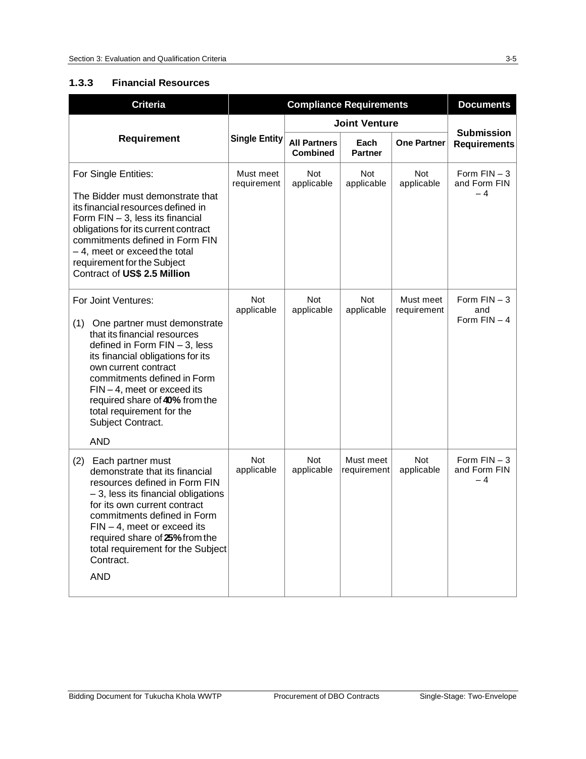### 1.3.3 Financial Resources

| Criteria | Compliance Requirements | | | | Documents |
|---|---|---|---|---|---|
| Requirement | Single Entity | Joint Venture | | | Submission Requirements |
| | | All Partners Combined | Each Partner | One Partner | |
| For Single Entities:<br><br>The Bidder must demonstrate that its financial resources defined in Form FIN – 3, less its financial obligations for its current contract commitments defined in Form FIN – 4, meet or exceed the total requirement for the Subject Contract of **US$ 2.5 Million** | Must meet requirement | Not applicable | Not applicable | Not applicable | Form FIN – 3 and Form FIN – 4 |
| For Joint Ventures:<br><br>(1) One partner must demonstrate that its financial resources defined in Form FIN – 3, less its financial obligations for its own current contract commitments defined in Form FIN – 4, meet or exceed its required share of **40%** from the total requirement for the Subject Contract.<br><br>AND | Not applicable | Not applicable | Not applicable | Must meet requirement | Form FIN – 3 and Form FIN – 4 |
| (2) Each partner must demonstrate that its financial resources defined in Form FIN – 3, less its financial obligations for its own current contract commitments defined in Form FIN – 4, meet or exceed its required share of **25%** from the total requirement for the Subject Contract.<br><br>AND | Not applicable | Not applicable | Must meet requirement | Not applicable | Form FIN – 3 and Form FIN – 4 |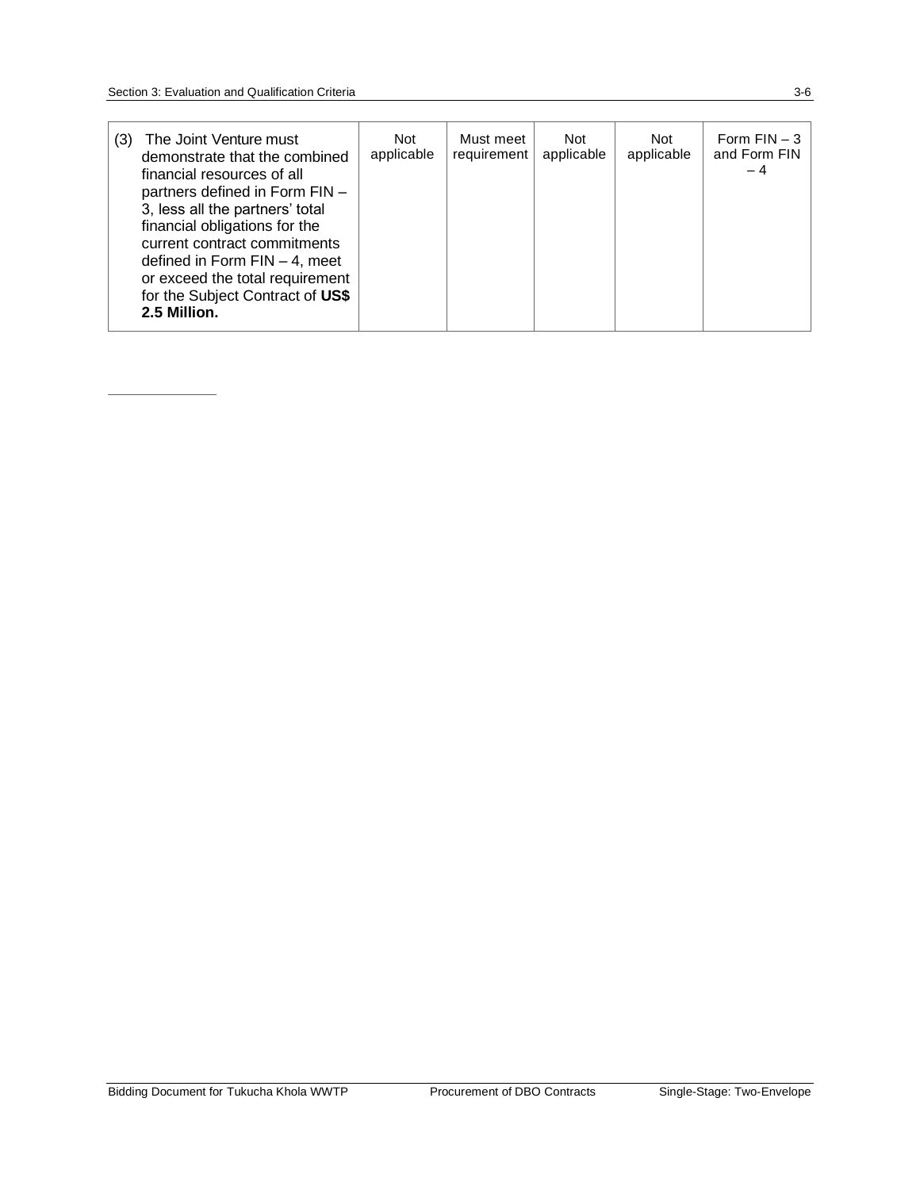| | | | | | |
|---|---|---|---|---|---|
| (3) The Joint Venture must demonstrate that the combined financial resources of all partners defined in Form FIN – 3, less all the partners' total financial obligations for the current contract commitments defined in Form FIN – 4, meet or exceed the total requirement for the Subject Contract of **US$ 2.5 Million.** | Not applicable | Must meet requirement | Not applicable | Not applicable | Form FIN – 3 and Form FIN – 4 |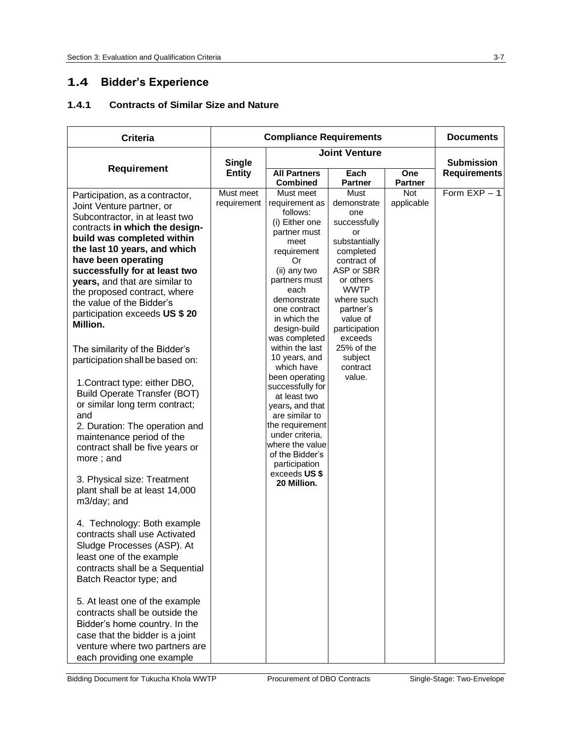## 1.4 Bidder's Experience

### 1.4.1 Contracts of Similar Size and Nature

| Criteria | Compliance Requirements | | | | Documents |
|---|---|---|---|---|---|
| Requirement | Single Entity | Joint Venture | | | Submission Requirements |
| | | All Partners Combined | Each Partner | One Partner | |
| Participation, as a contractor, Joint Venture partner, or Subcontractor, in at least two contracts **in which the design-build was completed within the last 10 years, and which have been operating successfully for at least two years,** and that are similar to the proposed contract, where the value of the Bidder's participation exceeds **US $ 20 Million.**<br><br>The similarity of the Bidder's participation shall be based on:<br><br>1. Contract type: either DBO, Build Operate Transfer (BOT) or similar long term contract; and<br>2. Duration: The operation and maintenance period of the contract shall be five years or more ; and<br><br>3. Physical size: Treatment plant shall be at least 14,000 m3/day; and<br><br>4. Technology: Both example contracts shall use Activated Sludge Processes (ASP). At least one of the example contracts shall be a Sequential Batch Reactor type; and<br><br>5. At least one of the example contracts shall be outside the Bidder's home country. In the case that the bidder is a joint venture where two partners are each providing one example | Must meet requirement | Must meet requirement as follows:<br>(i) Either one partner must meet requirement<br>Or<br>(ii) any two partners must each demonstrate one contract in which the design-build was completed within the last 10 years, and which have been operating successfully for at least two years**,** and that are similar to the requirement under criteria, where the value of the Bidder's participation exceeds **US $ 20 Million.** | Must demonstrate one successfully or substantially completed contract of ASP or SBR or others WWTP where such partner's value of participation exceeds 25% of the subject contract value. | Not applicable | Form EXP – 1 |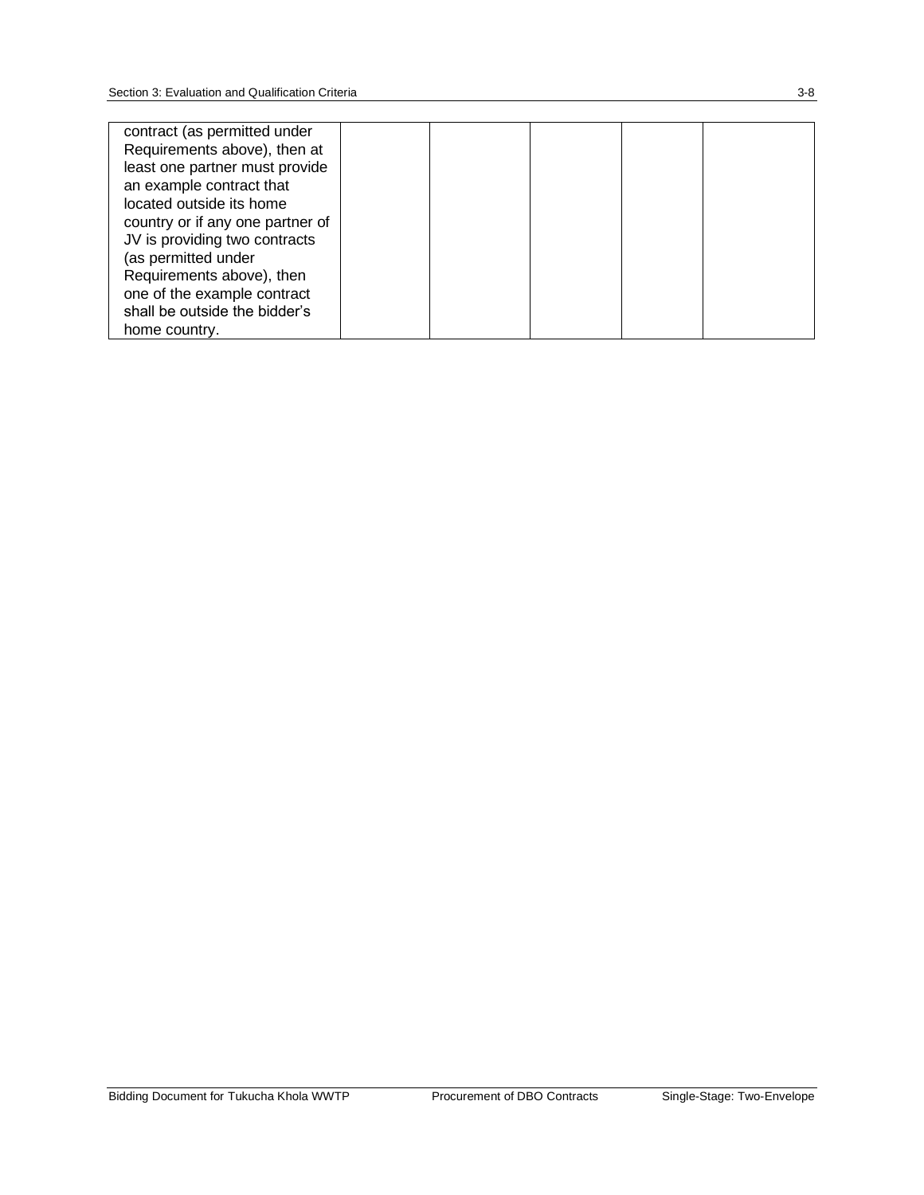| | | | | | |
|---|---|---|---|---|---|
| contract (as permitted under Requirements above), then at least one partner must provide an example contract that located outside its home country or if any one partner of JV is providing two contracts (as permitted under Requirements above), then one of the example contract shall be outside the bidder's home country. | | | | | |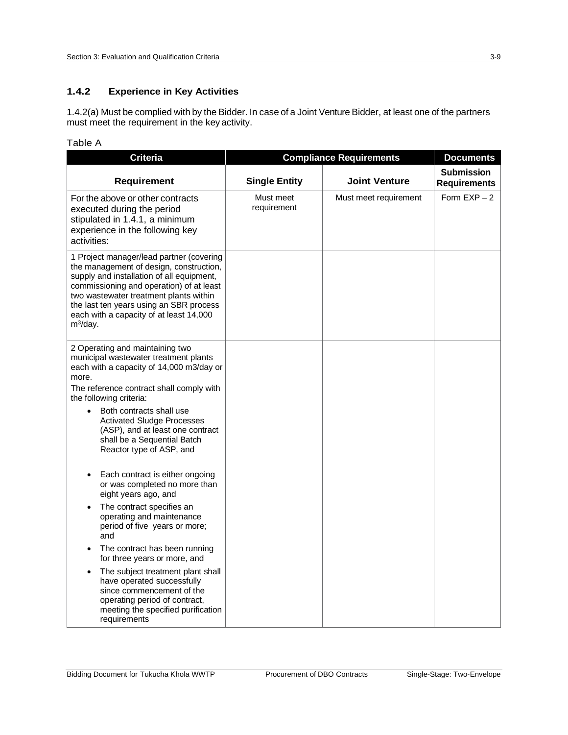### 1.4.2 Experience in Key Activities

1.4.2(a) Must be complied with by the Bidder. In case of a Joint Venture Bidder, at least one of the partners must meet the requirement in the key activity.

Table A

| Criteria | Compliance Requirements | | Documents |
|---|---|---|---|
| **Requirement** | **Single Entity** | **Joint Venture** | **Submission Requirements** |
| For the above or other contracts executed during the period stipulated in 1.4.1, a minimum experience in the following key activities: | Must meet requirement | Must meet requirement | Form EXP – 2 |
| 1 Project manager/lead partner (covering the management of design, construction, supply and installation of all equipment, commissioning and operation) of at least two wastewater treatment plants within the last ten years using an SBR process each with a capacity of at least 14,000 $m^3$/day. | | | |
| 2 Operating and maintaining two municipal wastewater treatment plants each with a capacity of 14,000 m3/day or more.<br>The reference contract shall comply with the following criteria:<br>• Both contracts shall use Activated Sludge Processes (ASP), and at least one contract shall be a Sequential Batch Reactor type of ASP, and<br>• Each contract is either ongoing or was completed no more than eight years ago, and<br>• The contract specifies an operating and maintenance period of five years or more; and<br>• The contract has been running for three years or more, and<br>• The subject treatment plant shall have operated successfully since commencement of the operating period of contract, meeting the specified purification requirements | | | |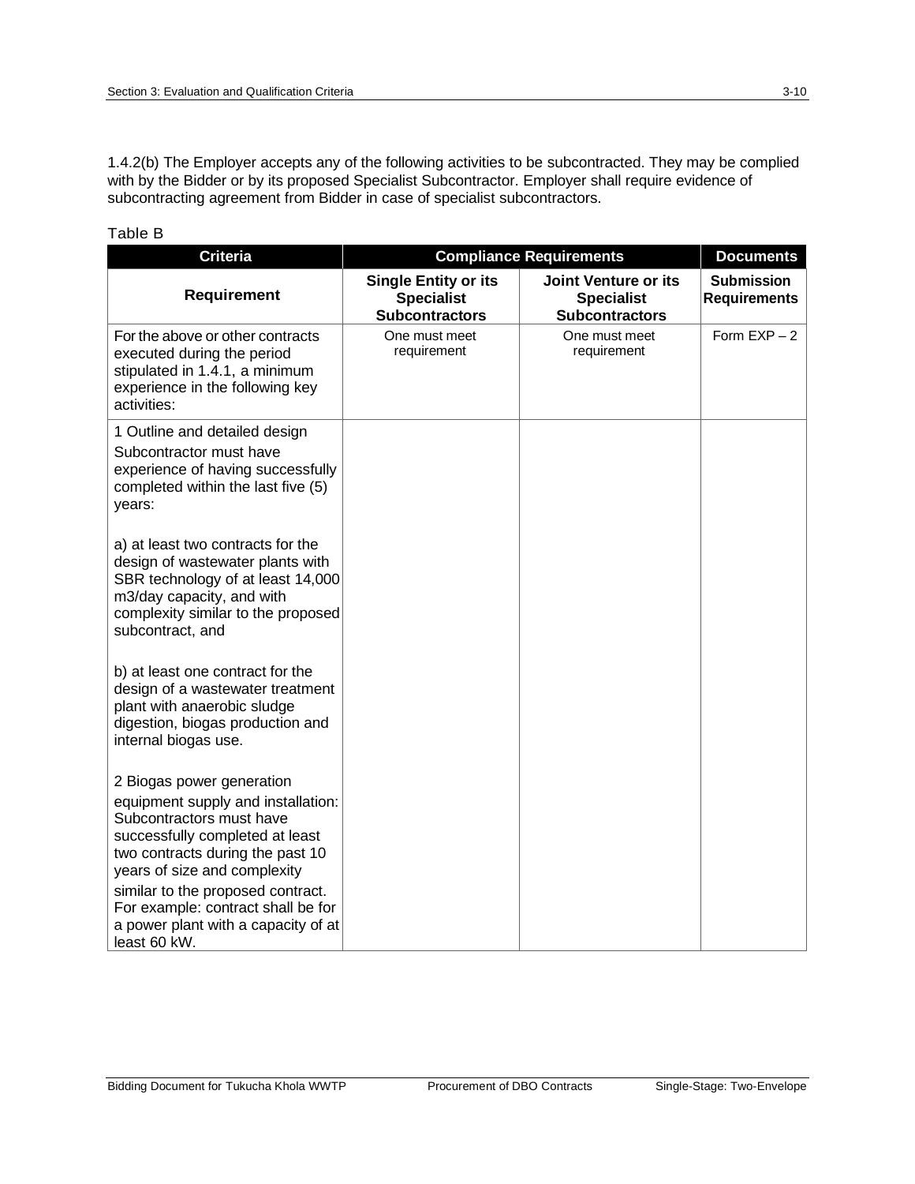1.4.2(b) The Employer accepts any of the following activities to be subcontracted. They may be complied with by the Bidder or by its proposed Specialist Subcontractor. Employer shall require evidence of subcontracting agreement from Bidder in case of specialist subcontractors.

Table B

| Criteria | Compliance Requirements | | Documents |
|---|---|---|---|
| **Requirement** | **Single Entity or its Specialist Subcontractors** | **Joint Venture or its Specialist Subcontractors** | **Submission Requirements** |
| For the above or other contracts executed during the period stipulated in 1.4.1, a minimum experience in the following key activities: | One must meet requirement | One must meet requirement | Form EXP – 2 |
| 1 Outline and detailed design<br>Subcontractor must have experience of having successfully completed within the last five (5) years:<br><br>a) at least two contracts for the design of wastewater plants with SBR technology of at least 14,000 m3/day capacity, and with complexity similar to the proposed subcontract, and<br><br>b) at least one contract for the design of a wastewater treatment plant with anaerobic sludge digestion, biogas production and internal biogas use.<br><br>2 Biogas power generation equipment supply and installation: Subcontractors must have successfully completed at least two contracts during the past 10 years of size and complexity similar to the proposed contract. For example: contract shall be for a power plant with a capacity of at least 60 kW. | | | |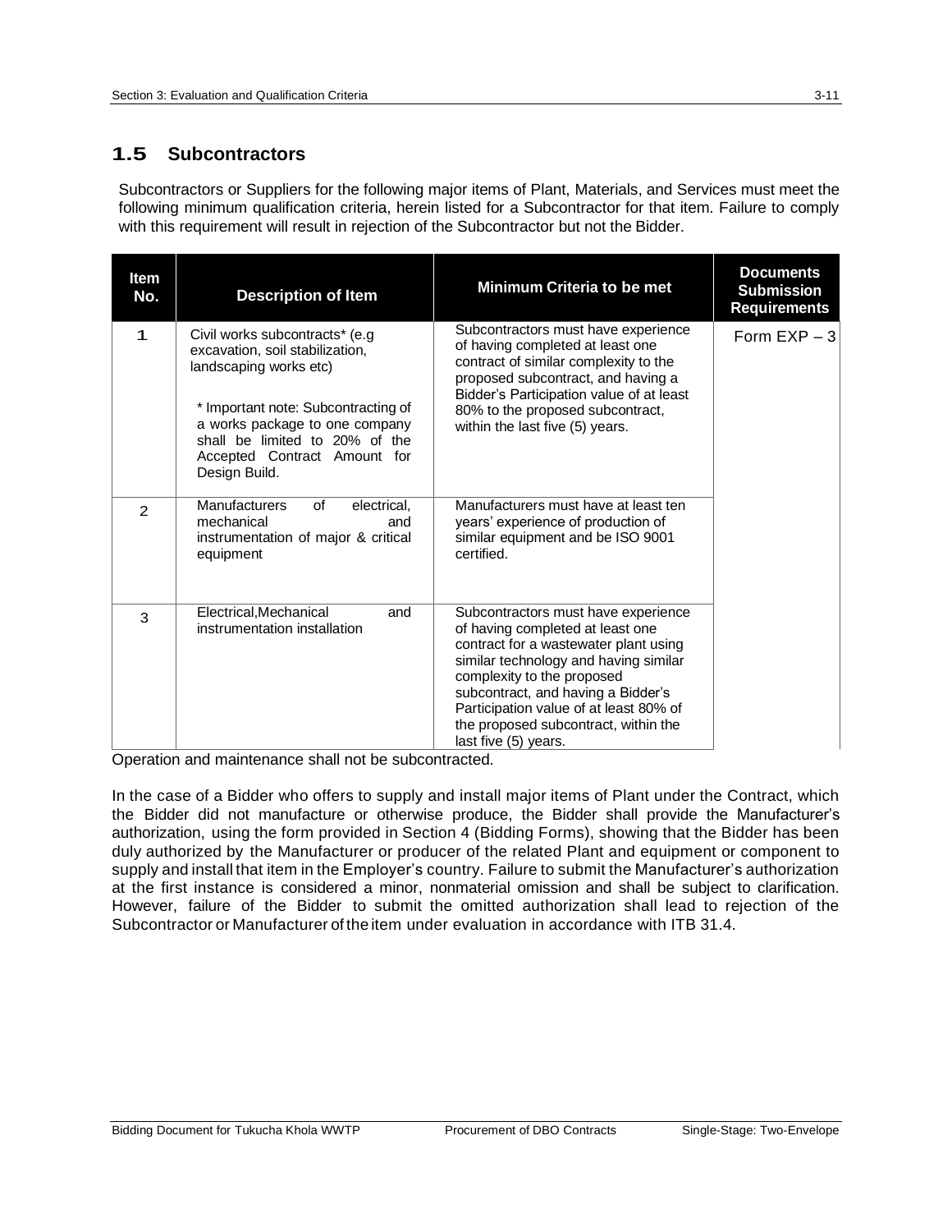## 1.5 Subcontractors

Subcontractors or Suppliers for the following major items of Plant, Materials, and Services must meet the following minimum qualification criteria, herein listed for a Subcontractor for that item. Failure to comply with this requirement will result in rejection of the Subcontractor but not the Bidder.

| Item No. | Description of Item | Minimum Criteria to be met | Documents Submission Requirements |
|---|---|---|---|
| 1 | Civil works subcontracts* (e.g excavation, soil stabilization, landscaping works etc)<br><br>* Important note: Subcontracting of a works package to one company shall be limited to 20% of the Accepted Contract Amount for Design Build. | Subcontractors must have experience of having completed at least one contract of similar complexity to the proposed subcontract, and having a Bidder's Participation value of at least 80% to the proposed subcontract, within the last five (5) years. | Form EXP – 3 |
| 2 | Manufacturers of electrical, mechanical and instrumentation of major & critical equipment | Manufacturers must have at least ten years' experience of production of similar equipment and be ISO 9001 certified. | |
| 3 | Electrical,Mechanical and instrumentation installation | Subcontractors must have experience of having completed at least one contract for a wastewater plant using similar technology and having similar complexity to the proposed subcontract, and having a Bidder's Participation value of at least 80% of the proposed subcontract, within the last five (5) years. | |

Operation and maintenance shall not be subcontracted.

In the case of a Bidder who offers to supply and install major items of Plant under the Contract, which the Bidder did not manufacture or otherwise produce, the Bidder shall provide the Manufacturer's authorization, using the form provided in Section 4 (Bidding Forms), showing that the Bidder has been duly authorized by the Manufacturer or producer of the related Plant and equipment or component to supply and install that item in the Employer's country. Failure to submit the Manufacturer's authorization at the first instance is considered a minor, nonmaterial omission and shall be subject to clarification. However, failure of the Bidder to submit the omitted authorization shall lead to rejection of the Subcontractor or Manufacturer of the item under evaluation in accordance with ITB 31.4.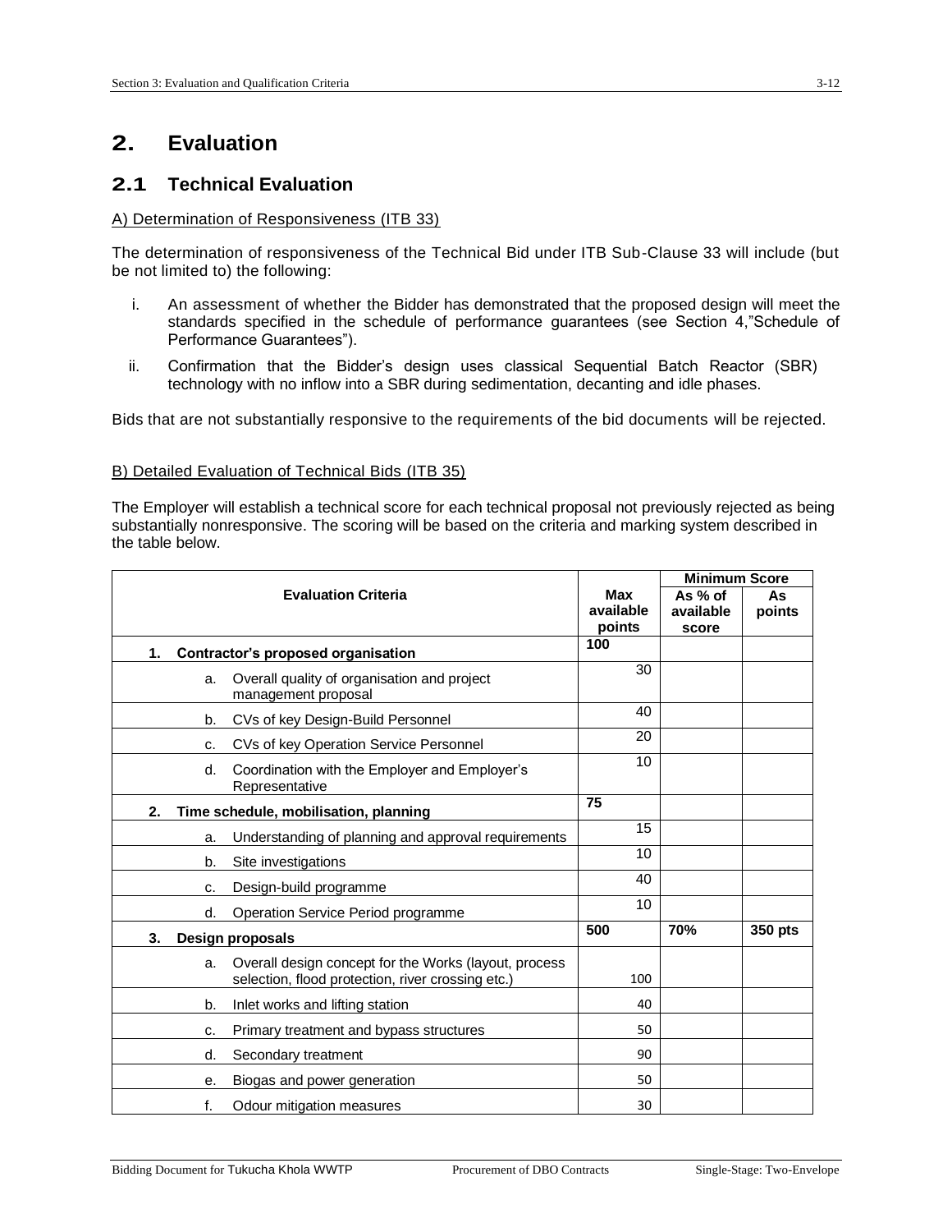# 2. Evaluation

## 2.1 Technical Evaluation

A) Determination of Responsiveness (ITB 33)

The determination of responsiveness of the Technical Bid under ITB Sub-Clause 33 will include (but be not limited to) the following:

i. An assessment of whether the Bidder has demonstrated that the proposed design will meet the standards specified in the schedule of performance guarantees (see Section 4,"Schedule of Performance Guarantees").

ii. Confirmation that the Bidder's design uses classical Sequential Batch Reactor (SBR) technology with no inflow into a SBR during sedimentation, decanting and idle phases.

Bids that are not substantially responsive to the requirements of the bid documents will be rejected.

B) Detailed Evaluation of Technical Bids (ITB 35)

The Employer will establish a technical score for each technical proposal not previously rejected as being substantially nonresponsive. The scoring will be based on the criteria and marking system described in the table below.

| Evaluation Criteria | Max available points | Minimum Score | |
|---|---|---|---|
| | | As % of available score | As points |
| **1. Contractor's proposed organisation** | **100** | | |
| a. Overall quality of organisation and project management proposal | 30 | | |
| b. CVs of key Design-Build Personnel | 40 | | |
| c. CVs of key Operation Service Personnel | 20 | | |
| d. Coordination with the Employer and Employer's Representative | 10 | | |
| **2. Time schedule, mobilisation, planning** | **75** | | |
| a. Understanding of planning and approval requirements | 15 | | |
| b. Site investigations | 10 | | |
| c. Design-build programme | 40 | | |
| d. Operation Service Period programme | 10 | | |
| **3. Design proposals** | **500** | **70%** | **350 pts** |
| a. Overall design concept for the Works (layout, process selection, flood protection, river crossing etc.) | 100 | | |
| b. Inlet works and lifting station | 40 | | |
| c. Primary treatment and bypass structures | 50 | | |
| d. Secondary treatment | 90 | | |
| e. Biogas and power generation | 50 | | |
| f. Odour mitigation measures | 30 | | |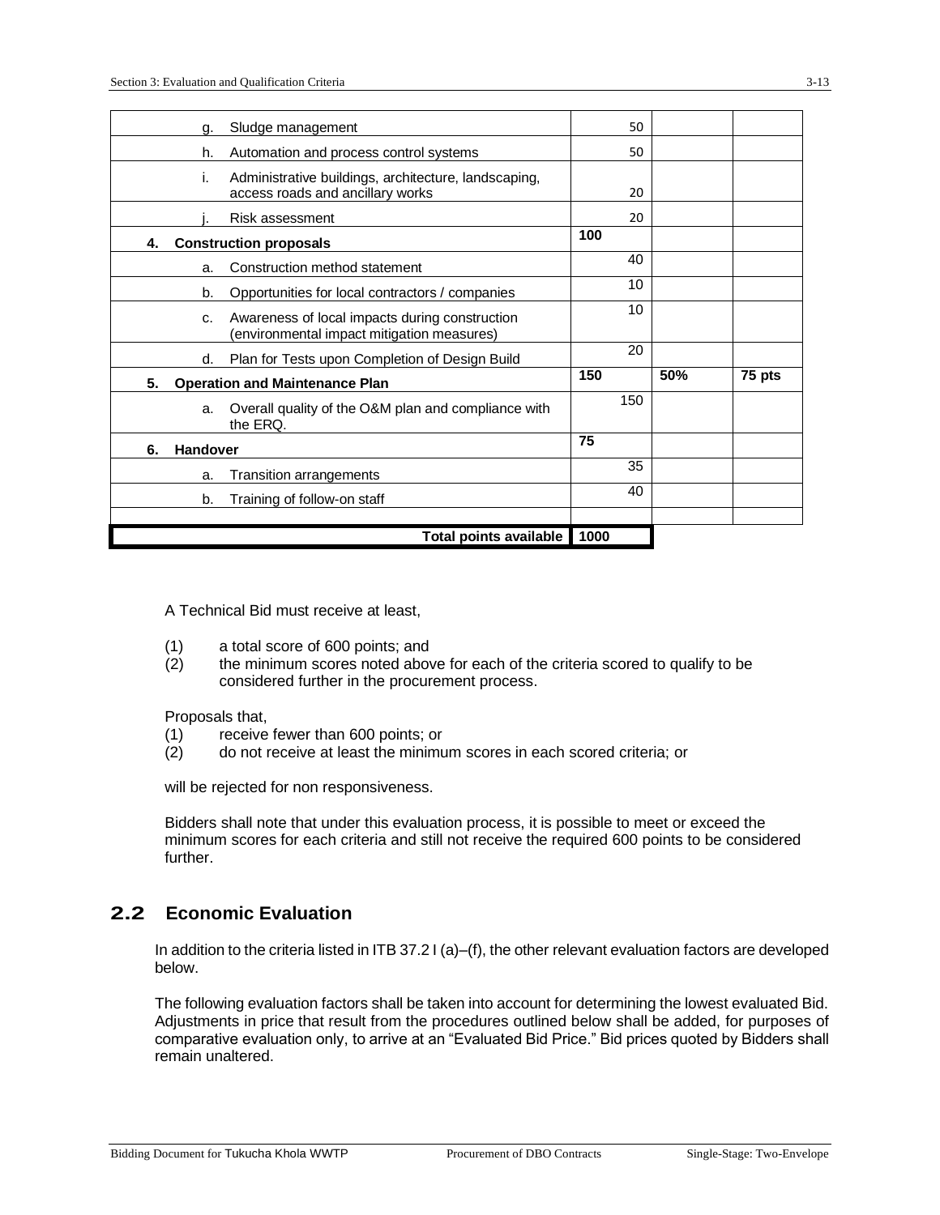| | | | |
|---|---|---|---|
| g. Sludge management | 50 | | |
| h. Automation and process control systems | 50 | | |
| i. Administrative buildings, architecture, landscaping, access roads and ancillary works | 20 | | |
| j. Risk assessment | 20 | | |
| **4. Construction proposals** | **100** | | |
| a. Construction method statement | 40 | | |
| b. Opportunities for local contractors / companies | 10 | | |
| c. Awareness of local impacts during construction (environmental impact mitigation measures) | 10 | | |
| d. Plan for Tests upon Completion of Design Build | 20 | | |
| **5. Operation and Maintenance Plan** | **150** | **50%** | **75 pts** |
| a. Overall quality of the O&M plan and compliance with the ERQ. | 150 | | |
| **6. Handover** | **75** | | |
| a. Transition arrangements | 35 | | |
| b. Training of follow-on staff | 40 | | |
| | | | |
| **Total points available** | **1000** | | |

A Technical Bid must receive at least,

(1) a total score of 600 points; and
(2) the minimum scores noted above for each of the criteria scored to qualify to be considered further in the procurement process.

Proposals that,
(1) receive fewer than 600 points; or
(2) do not receive at least the minimum scores in each scored criteria; or

will be rejected for non responsiveness.

Bidders shall note that under this evaluation process, it is possible to meet or exceed the minimum scores for each criteria and still not receive the required 600 points to be considered further.

## 2.2 Economic Evaluation

In addition to the criteria listed in ITB 37.2 I (a)–(f), the other relevant evaluation factors are developed below.

The following evaluation factors shall be taken into account for determining the lowest evaluated Bid. Adjustments in price that result from the procedures outlined below shall be added, for purposes of comparative evaluation only, to arrive at an "Evaluated Bid Price." Bid prices quoted by Bidders shall remain unaltered.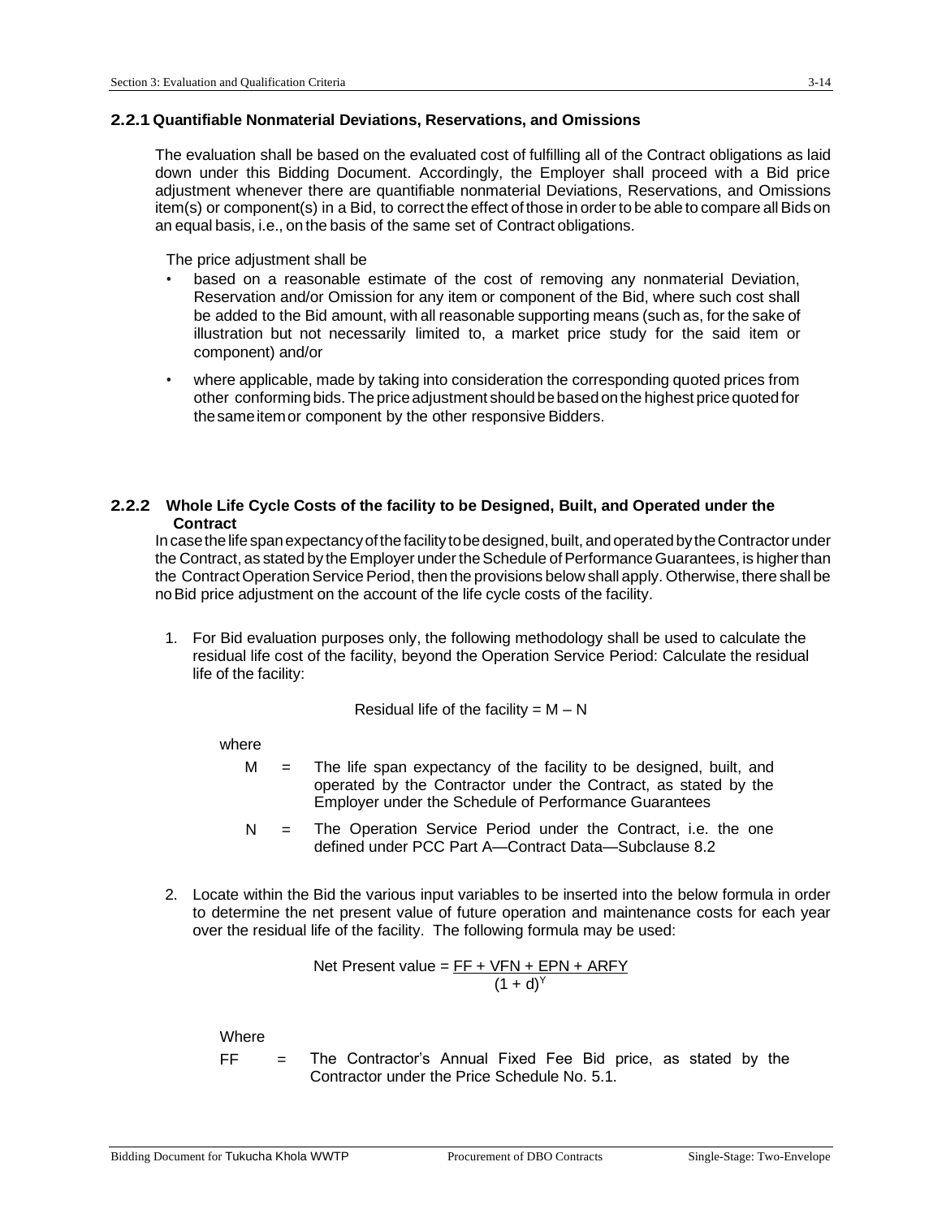### 2.2.1 Quantifiable Nonmaterial Deviations, Reservations, and Omissions

The evaluation shall be based on the evaluated cost of fulfilling all of the Contract obligations as laid down under this Bidding Document. Accordingly, the Employer shall proceed with a Bid price adjustment whenever there are quantifiable nonmaterial Deviations, Reservations, and Omissions item(s) or component(s) in a Bid, to correct the effect of those in order to be able to compare all Bids on an equal basis, i.e., on the basis of the same set of Contract obligations.

The price adjustment shall be

- based on a reasonable estimate of the cost of removing any nonmaterial Deviation, Reservation and/or Omission for any item or component of the Bid, where such cost shall be added to the Bid amount, with all reasonable supporting means (such as, for the sake of illustration but not necessarily limited to, a market price study for the said item or component) and/or
- where applicable, made by taking into consideration the corresponding quoted prices from other conforming bids. The price adjustment should be based on the highest price quoted for the same item or component by the other responsive Bidders.

### 2.2.2 Whole Life Cycle Costs of the facility to be Designed, Built, and Operated under the Contract

In case the life span expectancy of the facility to be designed, built, and operated by the Contractor under the Contract, as stated by the Employer under the Schedule of Performance Guarantees, is higher than the Contract Operation Service Period, then the provisions below shall apply. Otherwise, there shall be no Bid price adjustment on the account of the life cycle costs of the facility.

1. For Bid evaluation purposes only, the following methodology shall be used to calculate the residual life cost of the facility, beyond the Operation Service Period: Calculate the residual life of the facility:

$$\text{Residual life of the facility} = M - N$$

where

$M$ = The life span expectancy of the facility to be designed, built, and operated by the Contractor under the Contract, as stated by the Employer under the Schedule of Performance Guarantees

$N$ = The Operation Service Period under the Contract, i.e. the one defined under PCC Part A—Contract Data—Subclause 8.2

2. Locate within the Bid the various input variables to be inserted into the below formula in order to determine the net present value of future operation and maintenance costs for each year over the residual life of the facility. The following formula may be used:

$$\text{Net Present value} = \frac{FF + VFN + EPN + ARFY}{(1 + d)^{Y}}$$

Where

$FF$ = The Contractor's Annual Fixed Fee Bid price, as stated by the Contractor under the Price Schedule No. 5.1.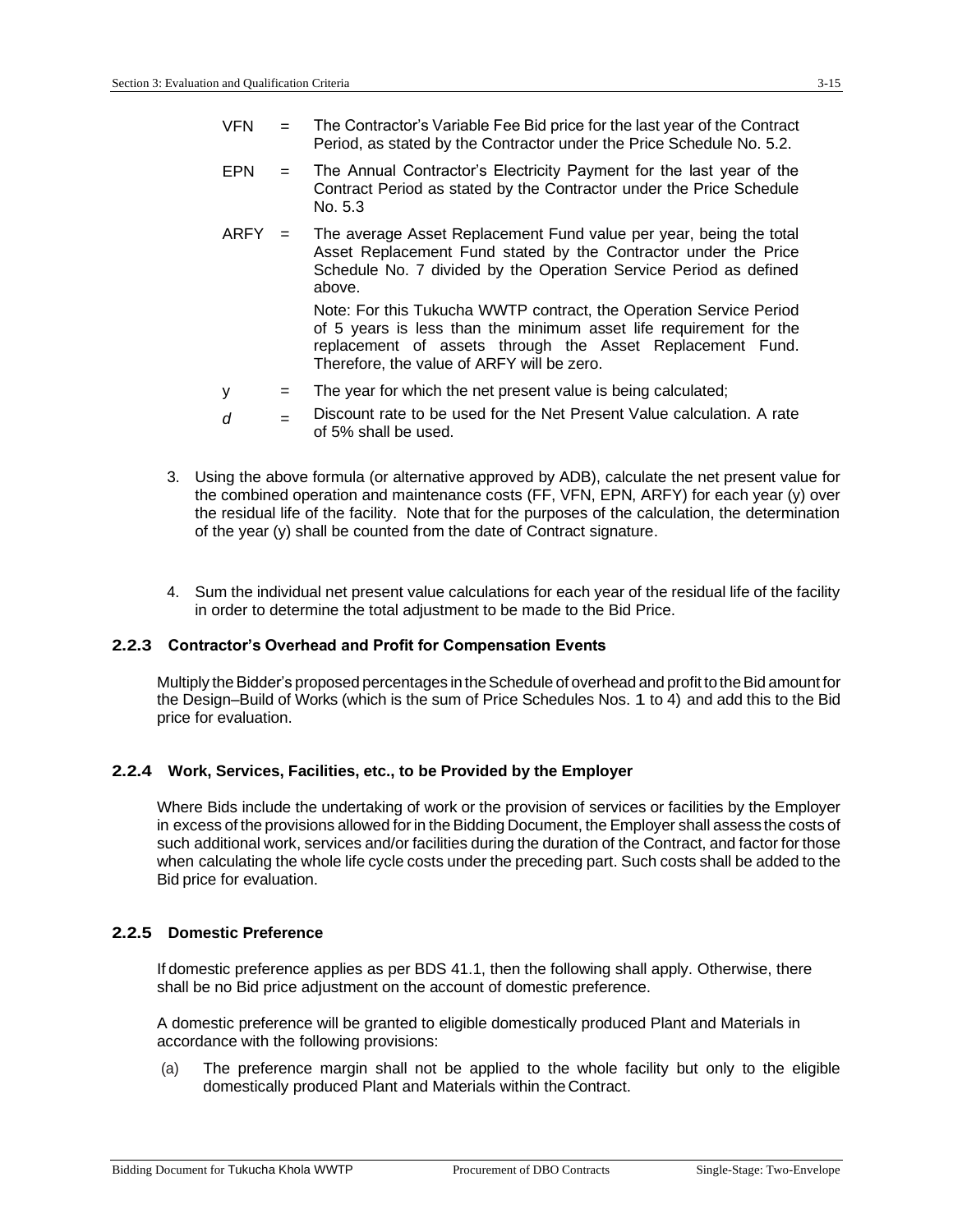VFN = The Contractor's Variable Fee Bid price for the last year of the Contract Period, as stated by the Contractor under the Price Schedule No. 5.2.

EPN = The Annual Contractor's Electricity Payment for the last year of the Contract Period as stated by the Contractor under the Price Schedule No. 5.3

ARFY = The average Asset Replacement Fund value per year, being the total Asset Replacement Fund stated by the Contractor under the Price Schedule No. 7 divided by the Operation Service Period as defined above.

Note: For this Tukucha WWTP contract, the Operation Service Period of 5 years is less than the minimum asset life requirement for the replacement of assets through the Asset Replacement Fund. Therefore, the value of ARFY will be zero.

$y$ = The year for which the net present value is being calculated;

$d$ = Discount rate to be used for the Net Present Value calculation. A rate of 5% shall be used.

3. Using the above formula (or alternative approved by ADB), calculate the net present value for the combined operation and maintenance costs (FF, VFN, EPN, ARFY) for each year (y) over the residual life of the facility. Note that for the purposes of the calculation, the determination of the year (y) shall be counted from the date of Contract signature.

4. Sum the individual net present value calculations for each year of the residual life of the facility in order to determine the total adjustment to be made to the Bid Price.

### 2.2.3 Contractor's Overhead and Profit for Compensation Events

Multiply the Bidder's proposed percentages in the Schedule of overhead and profit to the Bid amount for the Design–Build of Works (which is the sum of Price Schedules Nos. 1 to 4) and add this to the Bid price for evaluation.

### 2.2.4 Work, Services, Facilities, etc., to be Provided by the Employer

Where Bids include the undertaking of work or the provision of services or facilities by the Employer in excess of the provisions allowed for in the Bidding Document, the Employer shall assess the costs of such additional work, services and/or facilities during the duration of the Contract, and factor for those when calculating the whole life cycle costs under the preceding part. Such costs shall be added to the Bid price for evaluation.

### 2.2.5 Domestic Preference

If domestic preference applies as per BDS 41.1, then the following shall apply. Otherwise, there shall be no Bid price adjustment on the account of domestic preference.

A domestic preference will be granted to eligible domestically produced Plant and Materials in accordance with the following provisions:

(a) The preference margin shall not be applied to the whole facility but only to the eligible domestically produced Plant and Materials within the Contract.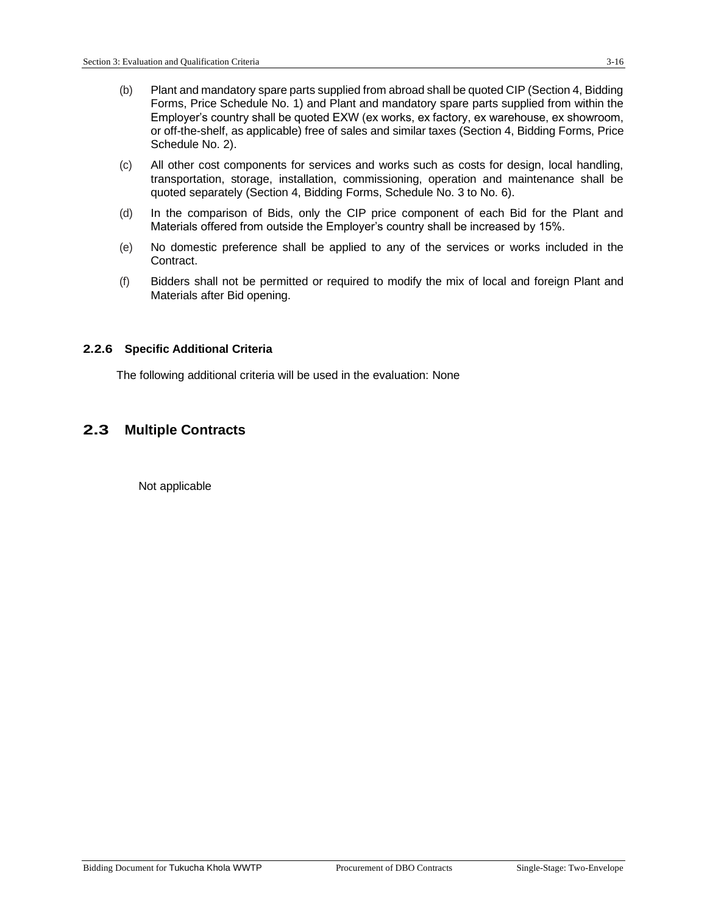(b) Plant and mandatory spare parts supplied from abroad shall be quoted CIP (Section 4, Bidding Forms, Price Schedule No. 1) and Plant and mandatory spare parts supplied from within the Employer's country shall be quoted EXW (ex works, ex factory, ex warehouse, ex showroom, or off-the-shelf, as applicable) free of sales and similar taxes (Section 4, Bidding Forms, Price Schedule No. 2).

(c) All other cost components for services and works such as costs for design, local handling, transportation, storage, installation, commissioning, operation and maintenance shall be quoted separately (Section 4, Bidding Forms, Schedule No. 3 to No. 6).

(d) In the comparison of Bids, only the CIP price component of each Bid for the Plant and Materials offered from outside the Employer's country shall be increased by 15%.

(e) No domestic preference shall be applied to any of the services or works included in the Contract.

(f) Bidders shall not be permitted or required to modify the mix of local and foreign Plant and Materials after Bid opening.

### 2.2.6 Specific Additional Criteria

The following additional criteria will be used in the evaluation: None

## 2.3 Multiple Contracts

Not applicable